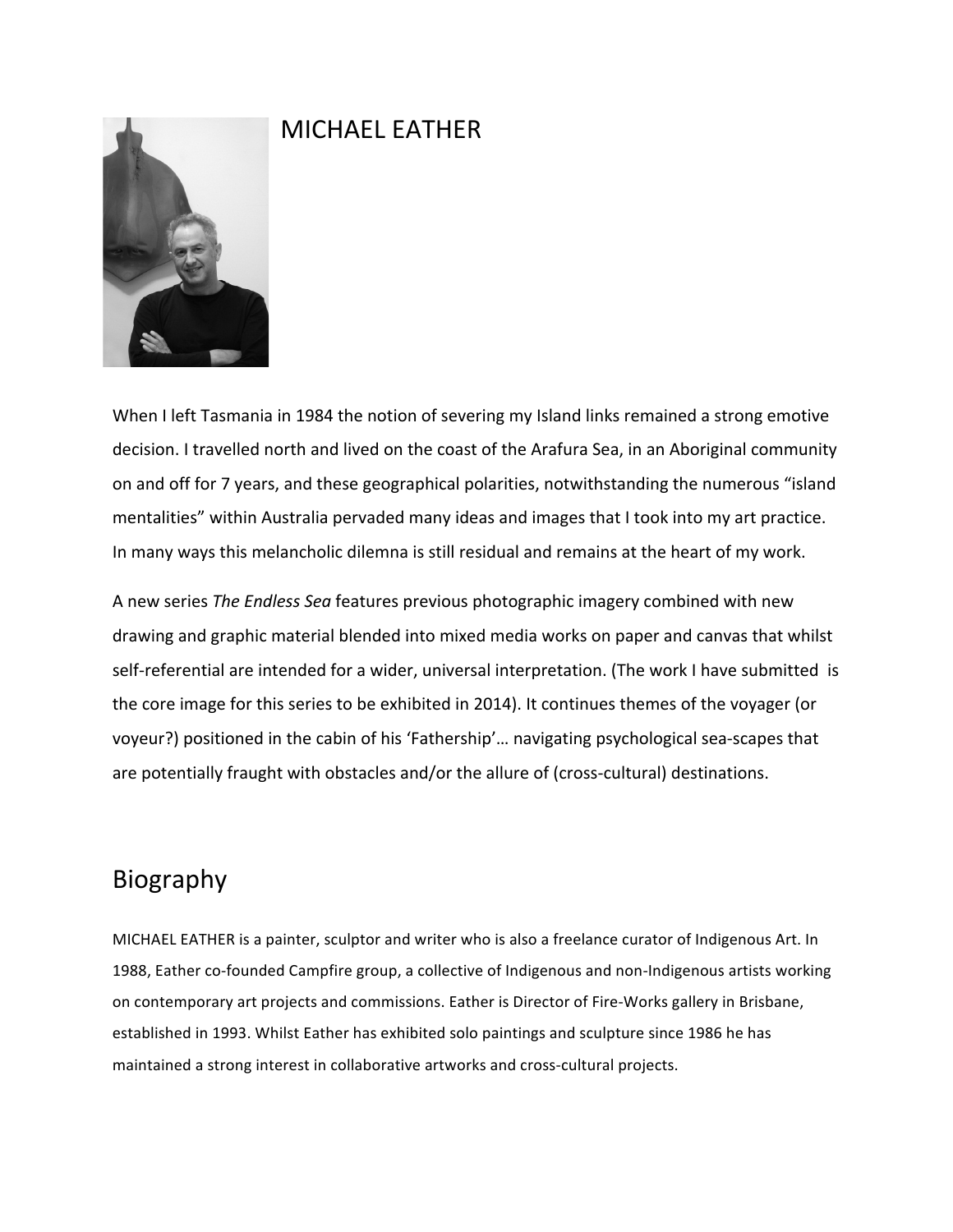# MICHAEL EATHER

When I left Tasmania in 1984 the notion of severing my Island links remained a strong emotive decision. I travelled north and lived on the coast of the Arafura Sea, in an Aboriginal community on and off for 7 years, and these geographical polarities, notwithstanding the numerous "island mentalities" within Australia pervaded many ideas and images that I took into my art practice. In many ways this melancholic dilemna is still residual and remains at the heart of my work.

A new series *The Endless Sea* features previous photographic imagery combined with new drawing and graphic material blended into mixed media works on paper and canvas that whilst self-referential are intended for a wider, universal interpretation. (The work I have submitted is the core image for this series to be exhibited in 2014). It continues themes of the voyager (or voyeur?) positioned in the cabin of his 'Fathership'… navigating psychological sea-scapes that are potentially fraught with obstacles and/or the allure of (cross-cultural) destinations.

## Biography

MICHAEL EATHER is a painter, sculptor and writer who is also a freelance curator of Indigenous Art. In 1988, Eather co-founded Campfire group, a collective of Indigenous and non-Indigenous artists working on contemporary art projects and commissions. Eather is Director of Fire-Works gallery in Brisbane, established in 1993. Whilst Eather has exhibited solo paintings and sculpture since 1986 he has maintained a strong interest in collaborative artworks and cross-cultural projects.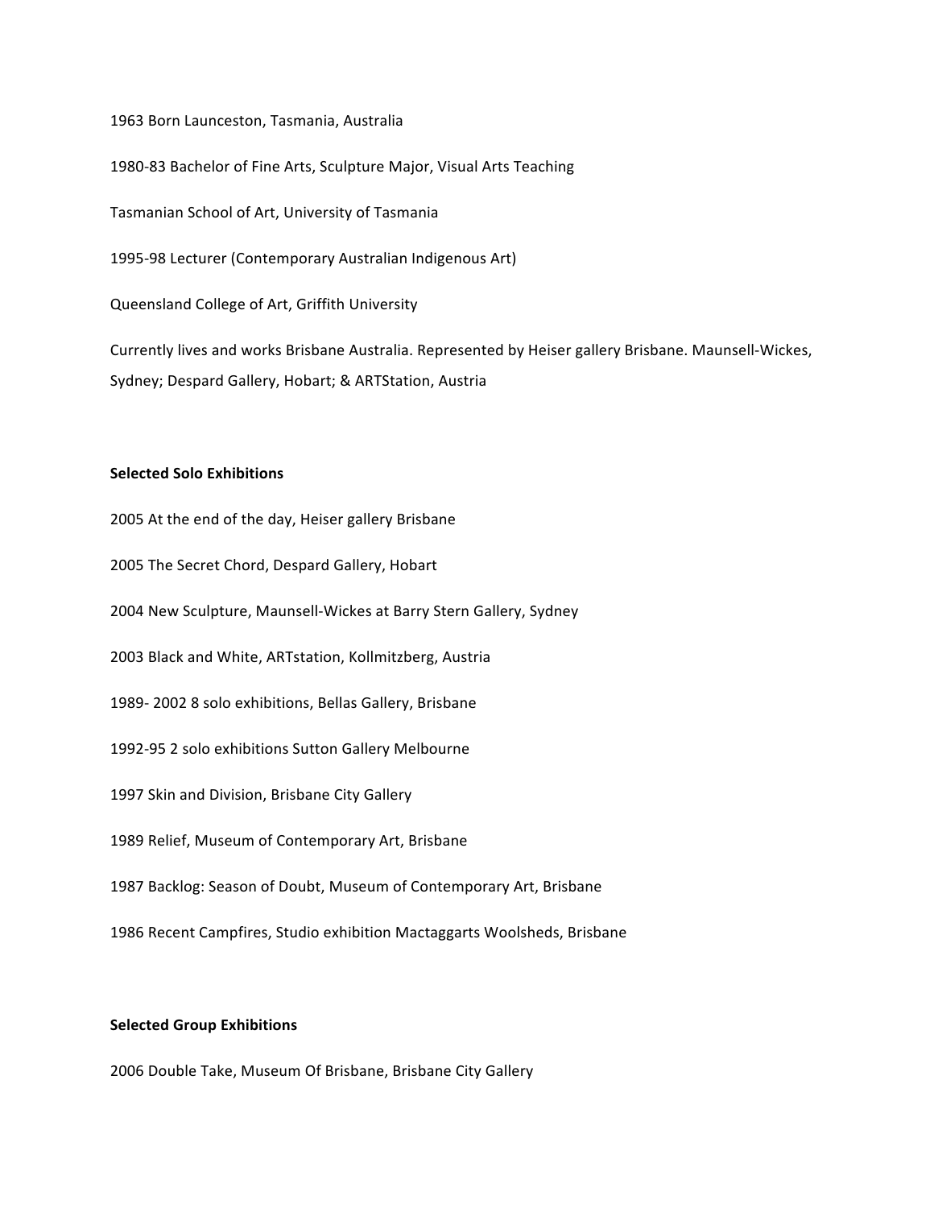1963 Born Launceston, Tasmania, Australia

1980-83 Bachelor of Fine Arts, Sculpture Major, Visual Arts Teaching

Tasmanian School of Art, University of Tasmania

1995-98 Lecturer (Contemporary Australian Indigenous Art)

Queensland College of Art, Griffith University

Currently lives and works Brisbane Australia. Represented by Heiser gallery Brisbane. Maunsell-Wickes, Sydney; Despard Gallery, Hobart; & ARTStation, Austria

**Selected Solo Exhibitions**

2005 At the end of the day, Heiser gallery Brisbane

2005 The Secret Chord, Despard Gallery, Hobart

2004 New Sculpture, Maunsell-Wickes at Barry Stern Gallery, Sydney

2003 Black and White, ARTstation, Kollmitzberg, Austria

1989- 2002 8 solo exhibitions, Bellas Gallery, Brisbane

1992-95 2 solo exhibitions Sutton Gallery Melbourne

1997 Skin and Division, Brisbane City Gallery

1989 Relief, Museum of Contemporary Art, Brisbane

1987 Backlog: Season of Doubt, Museum of Contemporary Art, Brisbane

1986 Recent Campfires, Studio exhibition Mactaggarts Woolsheds, Brisbane

**Selected Group Exhibitions**

2006 Double Take, Museum Of Brisbane, Brisbane City Gallery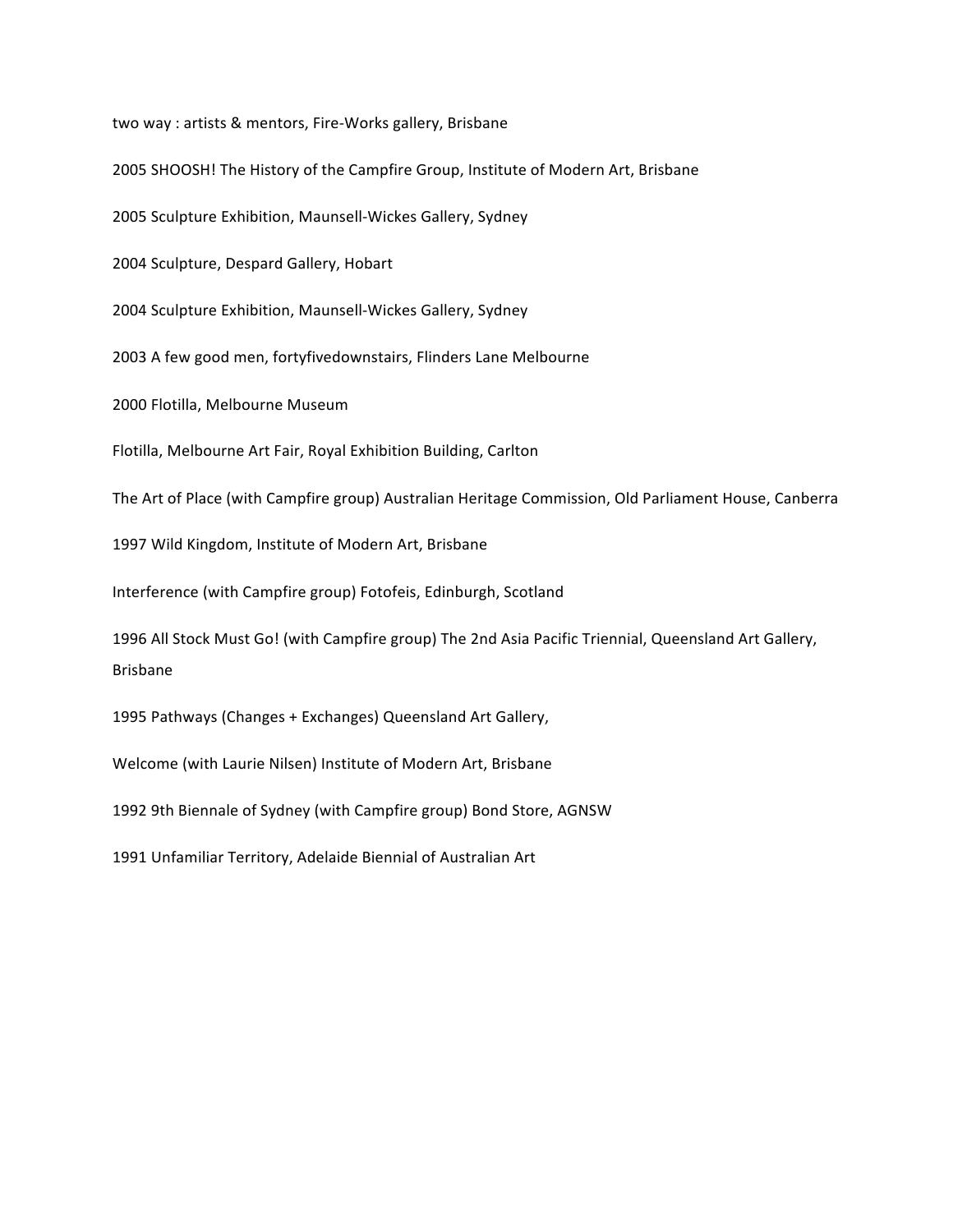two way : artists & mentors, Fire-Works gallery, Brisbane

2005 SHOOSH! The History of the Campfire Group, Institute of Modern Art, Brisbane

2005 Sculpture Exhibition, Maunsell-Wickes Gallery, Sydney

2004 Sculpture, Despard Gallery, Hobart

2004 Sculpture Exhibition, Maunsell-Wickes Gallery, Sydney

2003 A few good men, fortyfivedownstairs, Flinders Lane Melbourne

2000 Flotilla, Melbourne Museum

Flotilla, Melbourne Art Fair, Royal Exhibition Building, Carlton

The Art of Place (with Campfire group) Australian Heritage Commission, Old Parliament House, Canberra

1997 Wild Kingdom, Institute of Modern Art, Brisbane

Interference (with Campfire group) Fotofeis, Edinburgh, Scotland

1996 All Stock Must Go! (with Campfire group) The 2nd Asia Pacific Triennial, Queensland Art Gallery, Brisbane

1995 Pathways (Changes + Exchanges) Queensland Art Gallery,

Welcome (with Laurie Nilsen) Institute of Modern Art, Brisbane

1992 9th Biennale of Sydney (with Campfire group) Bond Store, AGNSW

1991 Unfamiliar Territory, Adelaide Biennial of Australian Art